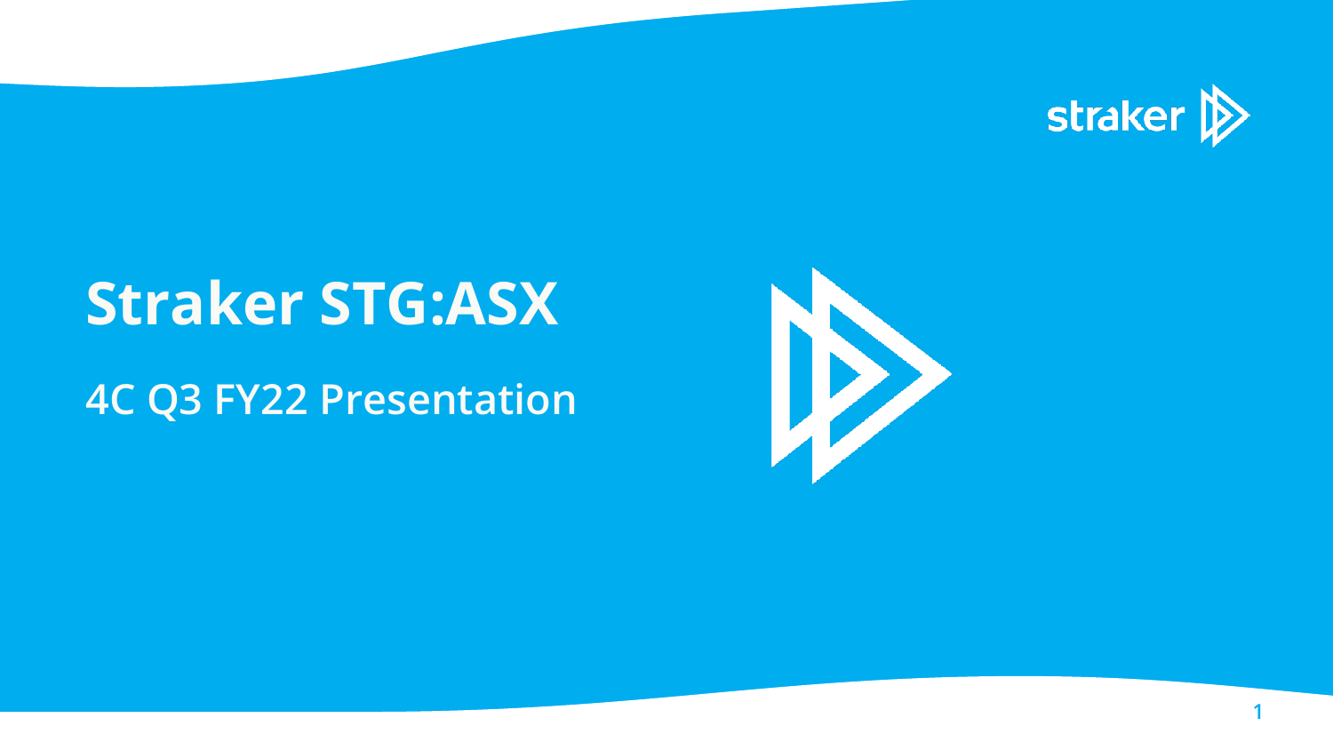straker

# Straker STG:ASX

## 4C Q3 FY22 Presentation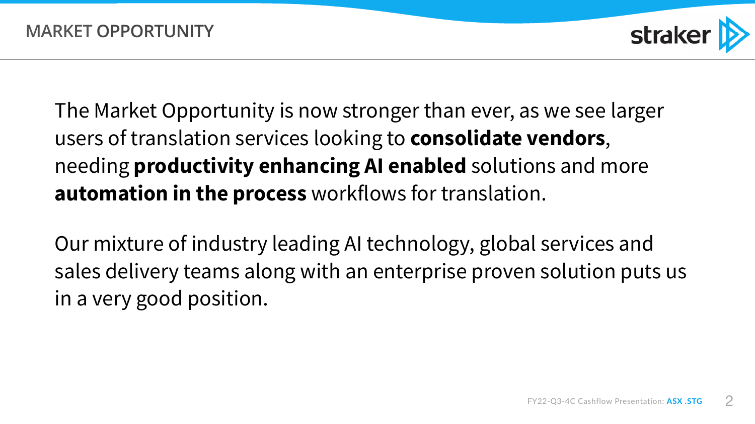# MARKET OPPORTUNITY

The Market Opportunity is now stronger than ever, as we see larger users of translation services looking to **consolidate vendors**, needing **productivity enhancing AI enabled** solutions and more **automation in the process** workflows for translation.

Our mixture of industry leading AI technology, global services and sales delivery teams along with an enterprise proven solution puts us in a very good position.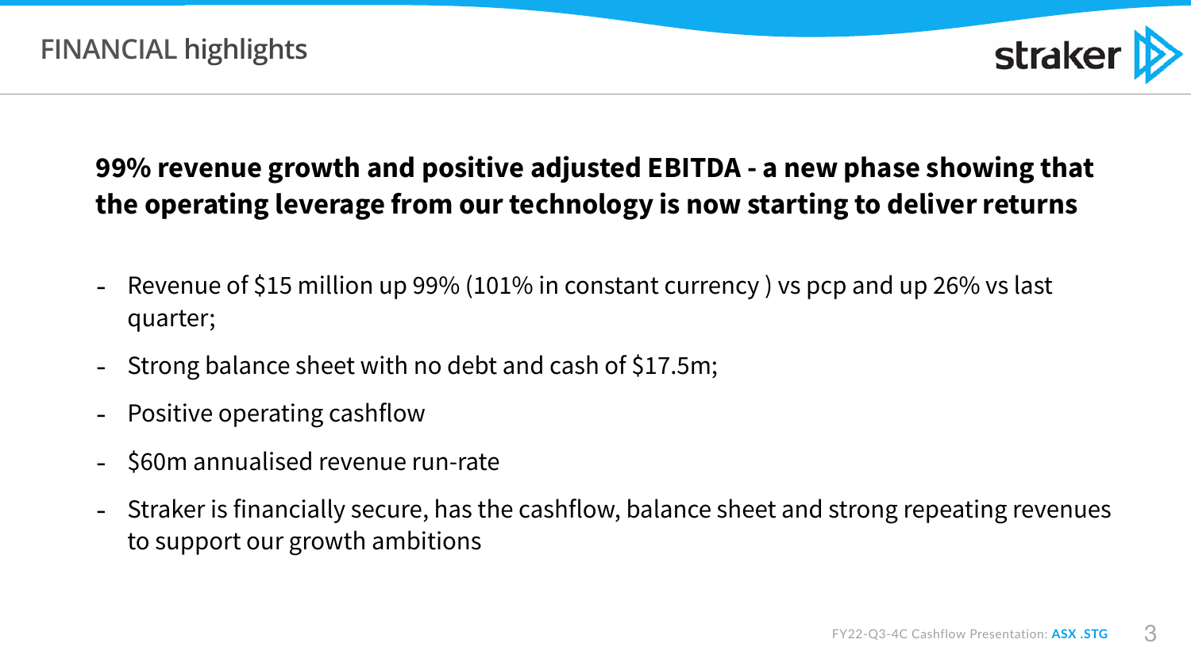## FINANCIAL highlights

**99% revenue growth and positive adjusted EBITDA - a new phase showing that the operating leverage from our technology is now starting to deliver returns**

- Revenue of $15 million up 99% (101% in constant currency ) vs pcp and up 26% vs last quarter;
- Strong balance sheet with no debt and cash of $17.5m;
- Positive operating cashflow
- $60m annualised revenue run-rate
- Straker is financially secure, has the cashflow, balance sheet and strong repeating revenues to support our growth ambitions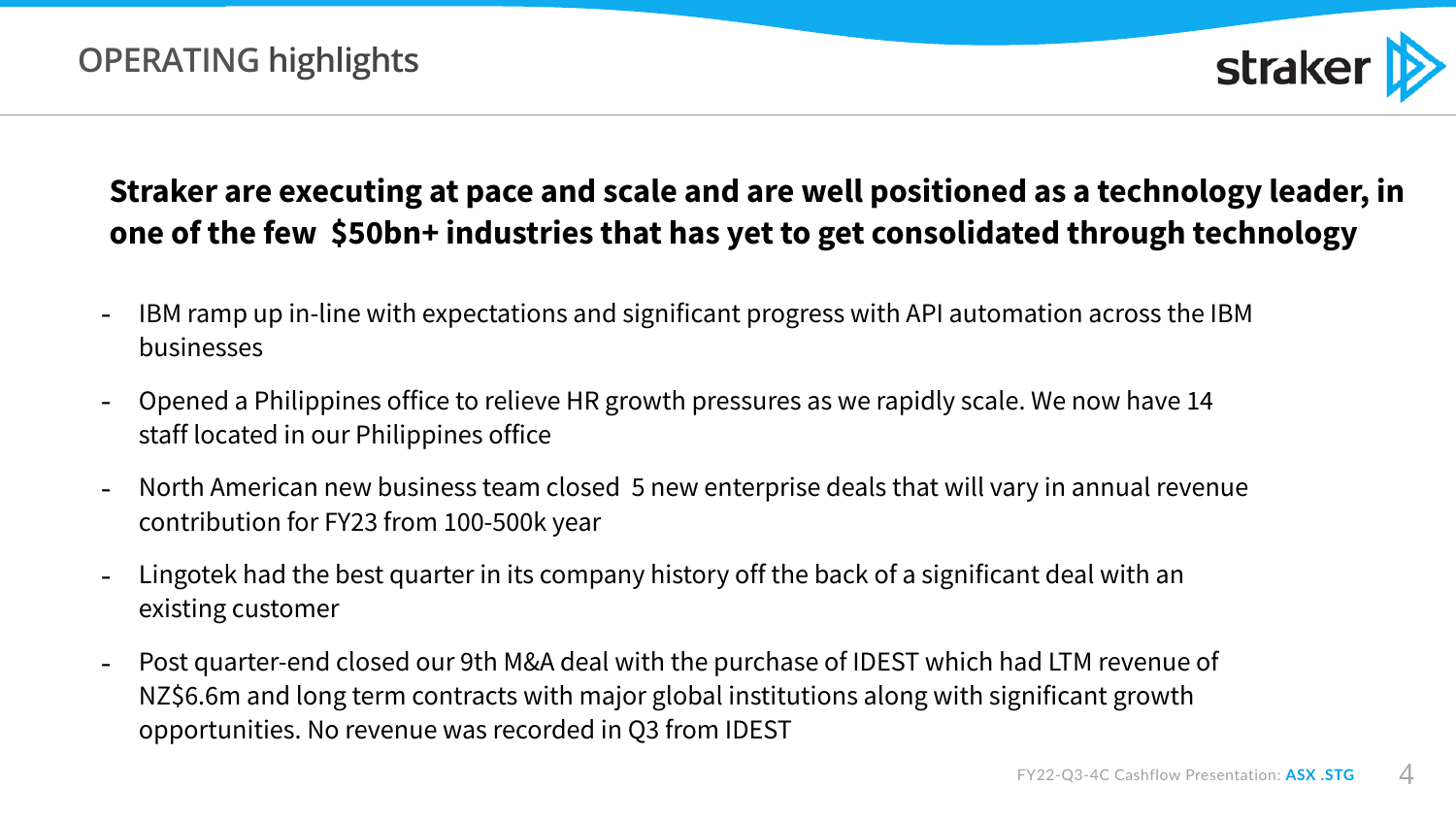## OPERATING highlights

**Straker are executing at pace and scale and are well positioned as a technology leader, in one of the few $50bn+ industries that has yet to get consolidated through technology**

- IBM ramp up in-line with expectations and significant progress with API automation across the IBM businesses
- Opened a Philippines office to relieve HR growth pressures as we rapidly scale. We now have 14 staff located in our Philippines office
- North American new business team closed 5 new enterprise deals that will vary in annual revenue contribution for FY23 from 100-500k year
- Lingotek had the best quarter in its company history off the back of a significant deal with an existing customer
- Post quarter-end closed our 9th M&A deal with the purchase of IDEST which had LTM revenue of NZ$6.6m and long term contracts with major global institutions along with significant growth opportunities. No revenue was recorded in Q3 from IDEST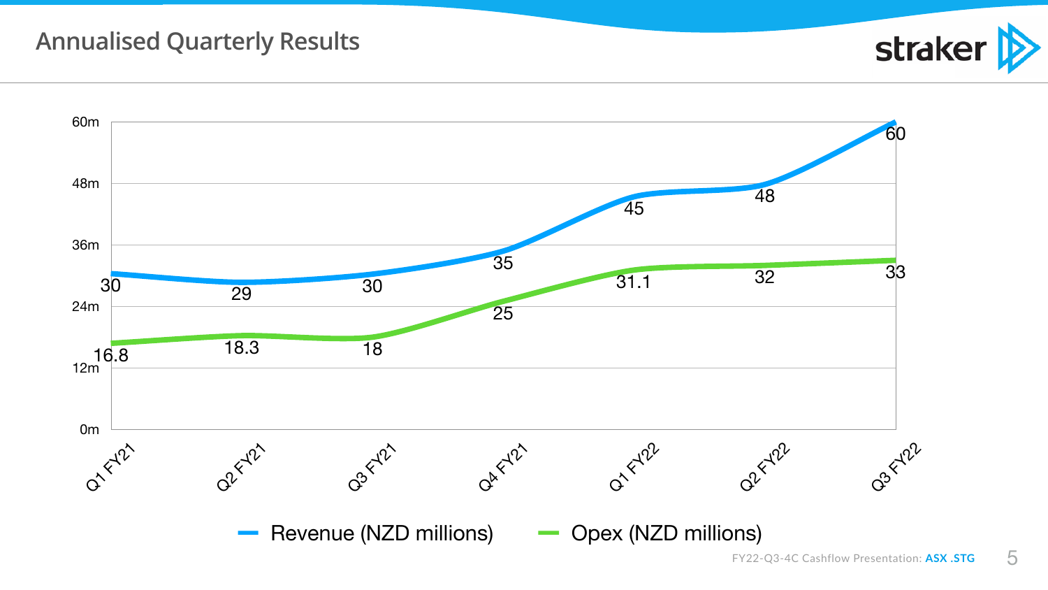# Annualised Quarterly Results

60m
48m
36m
24m
12m
0m

Q1 FY21
Q2 FY21
Q3 FY21
Q4 FY21
Q1 FY22
Q2 FY22
Q3 FY22

30
29
30
35
45
48
60

16.8
18.3
18
25
31.1
32
33

Revenue (NZD millions)
Opex (NZD millions)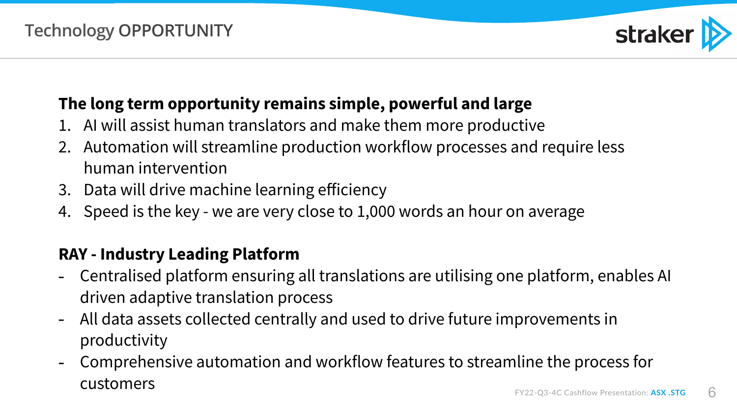## Technology OPPORTUNITY

**The long term opportunity remains simple, powerful and large**

1. AI will assist human translators and make them more productive
2. Automation will streamline production workflow processes and require less human intervention
3. Data will drive machine learning efficiency
4. Speed is the key - we are very close to 1,000 words an hour on average

**RAY - Industry Leading Platform**

- Centralised platform ensuring all translations are utilising one platform, enables AI driven adaptive translation process
- All data assets collected centrally and used to drive future improvements in productivity
- Comprehensive automation and workflow features to streamline the process for customers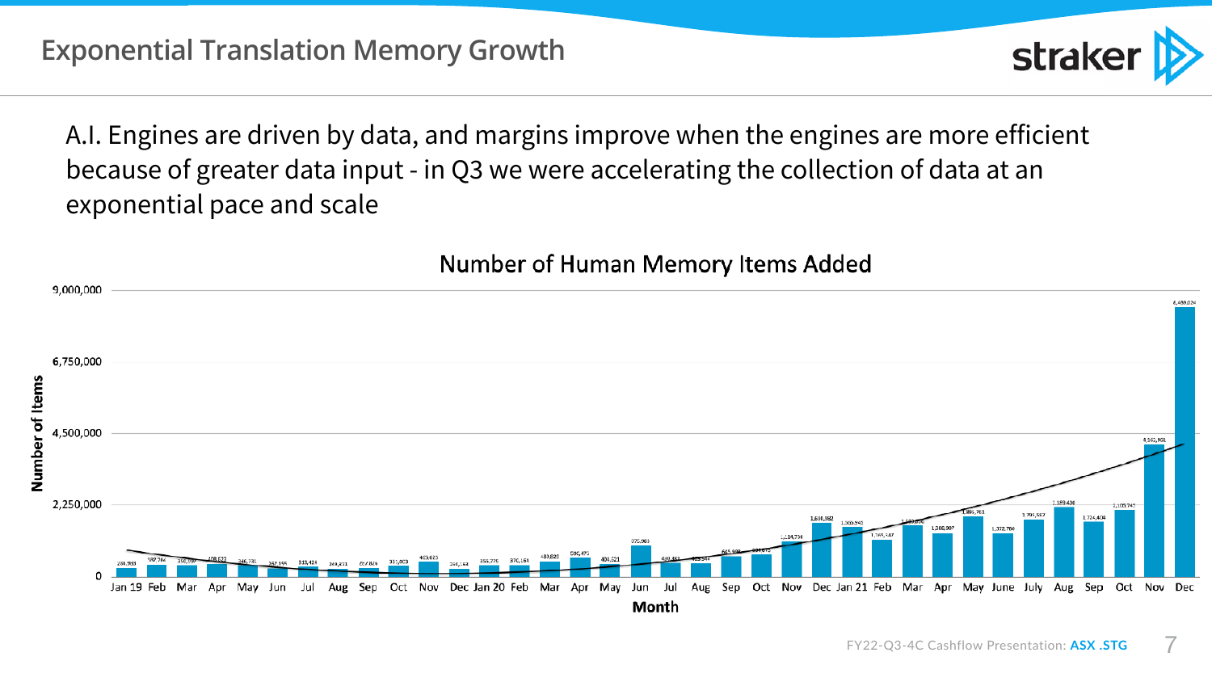# Exponential Translation Memory Growth

A.I. Engines are driven by data, and margins improve when the engines are more efficient because of greater data input - in Q3 we were accelerating the collection of data at an exponential pace and scale

Number of Human Memory Items Added

Number of Items

9,000,000
6,750,000
4,500,000
2,250,000
0

Jan 19 Feb Mar Apr May Jun Jul Aug Sep Oct Nov Dec Jan 20 Feb Mar Apr May Jun Jul Aug Sep Oct Nov Dec Jan 21 Feb Mar Apr May June July Aug Sep Oct Nov Dec

Month

284,983 387,704 356,397 408,623 346,731 267,155 313,424 249,251 257,826 331,003 463,015 210,163 355,775 376,161 480,829 590,475 404,521 975,983 449,492 423,544 645,938 694,873 1,114,734 1,696,082 1,565,545 1,165,347 1,633,620 1,368,907 1,895,763 1,372,786 1,795,537 2,189,400 1,724,404 2,105,745 4,161,961 8,489,024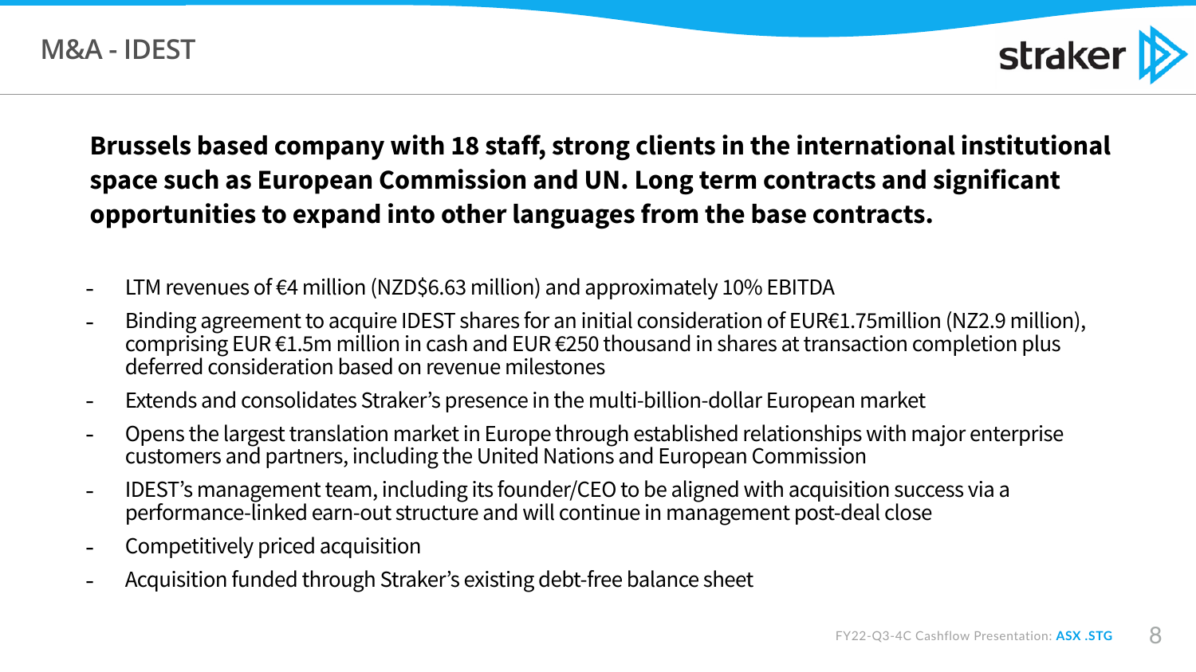# M&A - IDEST

**Brussels based company with 18 staff, strong clients in the international institutional space such as European Commission and UN. Long term contracts and significant opportunities to expand into other languages from the base contracts.**

- LTM revenues of €4 million (NZD$6.63 million) and approximately 10% EBITDA
- Binding agreement to acquire IDEST shares for an initial consideration of EUR€1.75million (NZ2.9 million), comprising EUR €1.5m million in cash and EUR €250 thousand in shares at transaction completion plus deferred consideration based on revenue milestones
- Extends and consolidates Straker's presence in the multi-billion-dollar European market
- Opens the largest translation market in Europe through established relationships with major enterprise customers and partners, including the United Nations and European Commission
- IDEST's management team, including its founder/CEO to be aligned with acquisition success via a performance-linked earn-out structure and will continue in management post-deal close
- Competitively priced acquisition
- Acquisition funded through Straker's existing debt-free balance sheet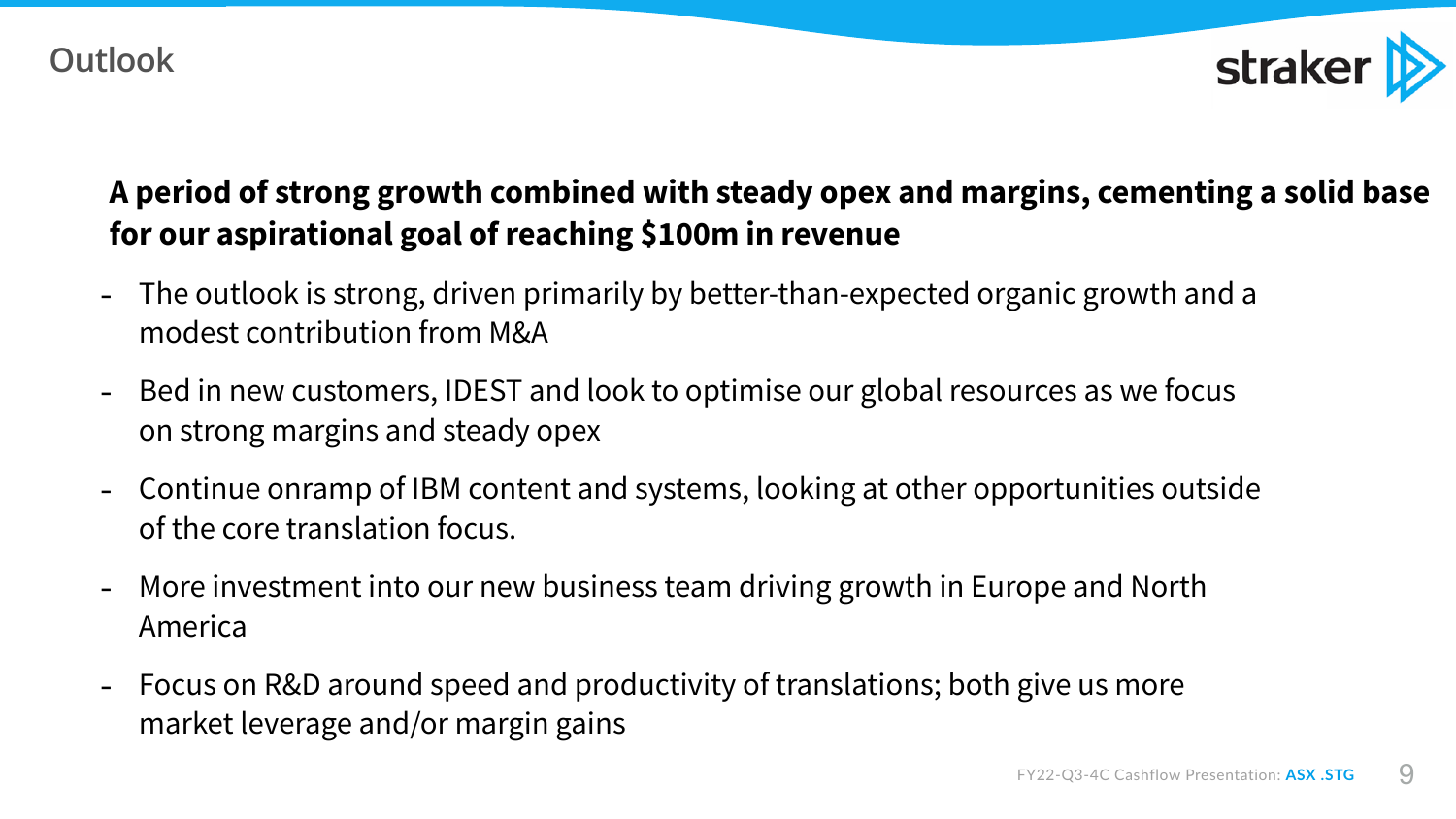# Outlook

**A period of strong growth combined with steady opex and margins, cementing a solid base for our aspirational goal of reaching $100m in revenue**

- The outlook is strong, driven primarily by better-than-expected organic growth and a modest contribution from M&A
- Bed in new customers, IDEST and look to optimise our global resources as we focus on strong margins and steady opex
- Continue onramp of IBM content and systems, looking at other opportunities outside of the core translation focus.
- More investment into our new business team driving growth in Europe and North America
- Focus on R&D around speed and productivity of translations; both give us more market leverage and/or margin gains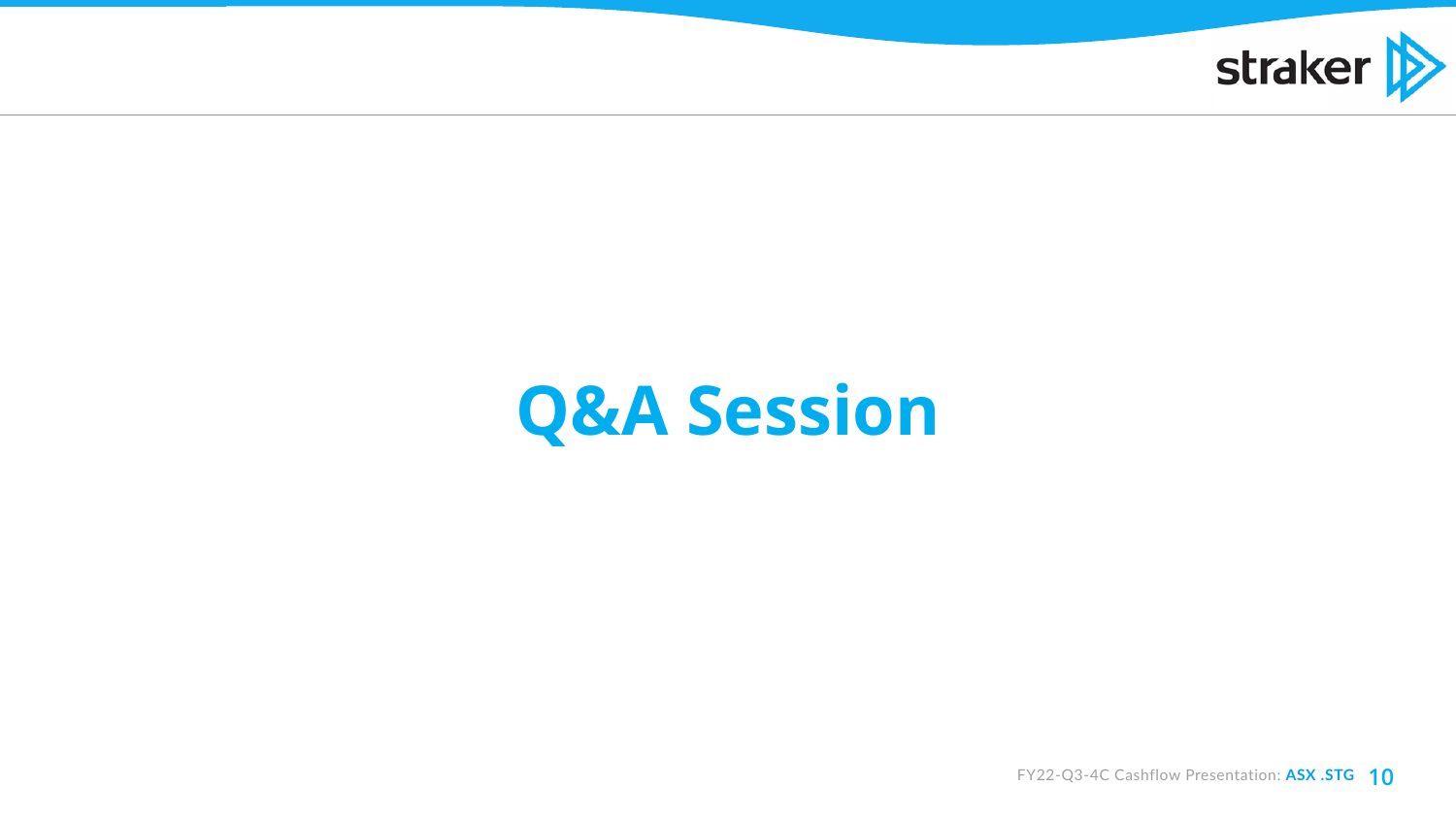# Q&A Session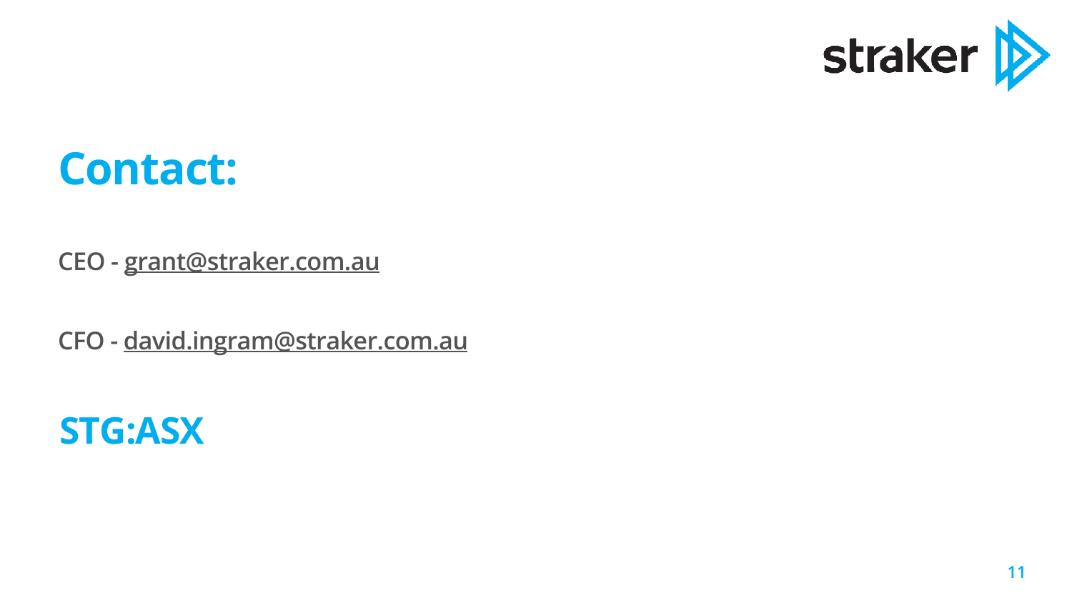# Contact:

CEO - grant@straker.com.au

CFO - david.ingram@straker.com.au

## STG:ASX